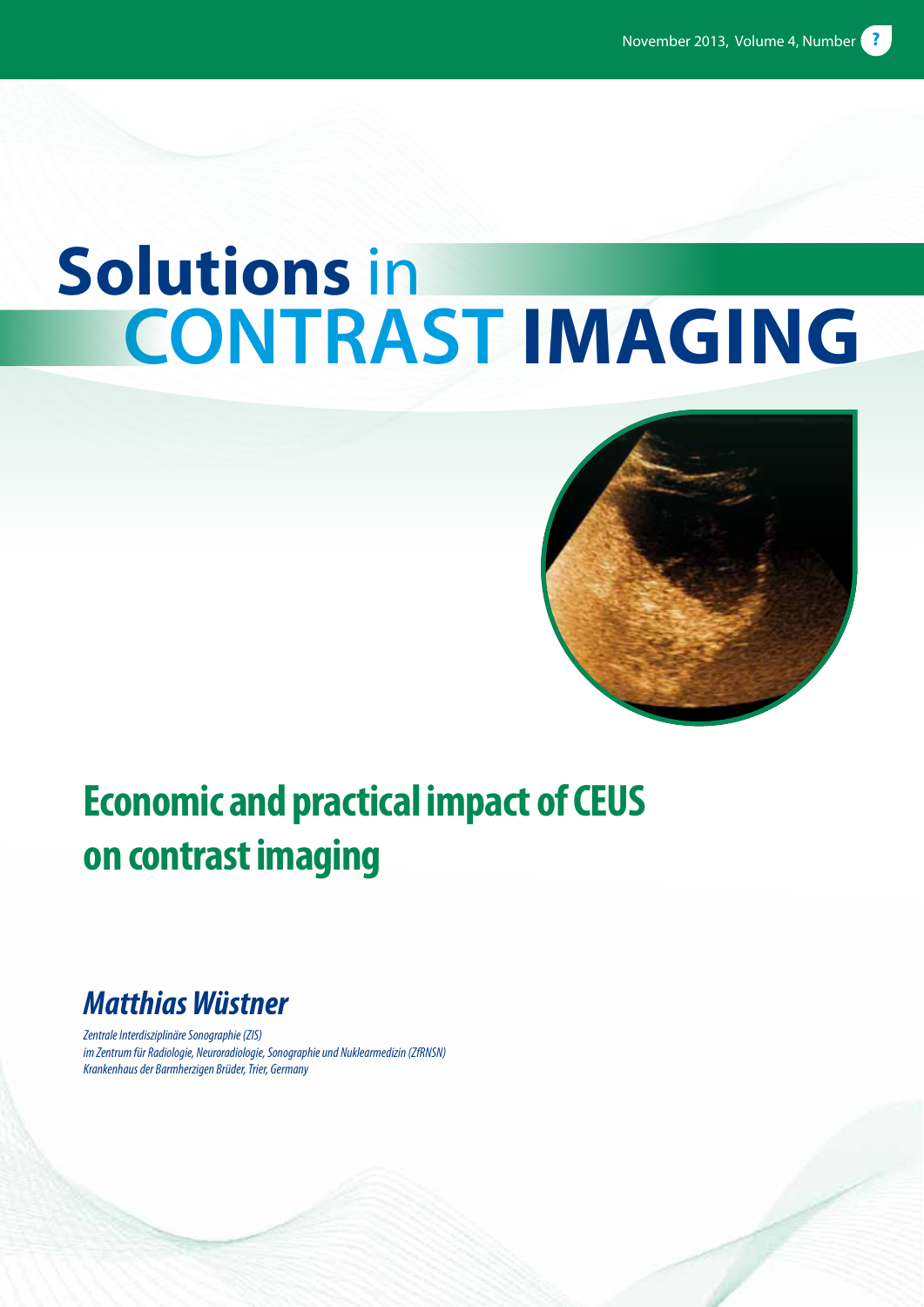November 2013, Volume 4, Number ?

# Solutions in CONTRAST IMAGING

## Economic and practical impact of CEUS on contrast imaging

### *Matthias Wüstner*

*Zentrale Interdisziplinäre Sonographie (ZIS)*
*im Zentrum für Radiologie, Neuroradiologie, Sonographie und Nuklearmedizin (ZfRNSN)*
*Krankenhaus der Barmherzigen Brüder, Trier, Germany*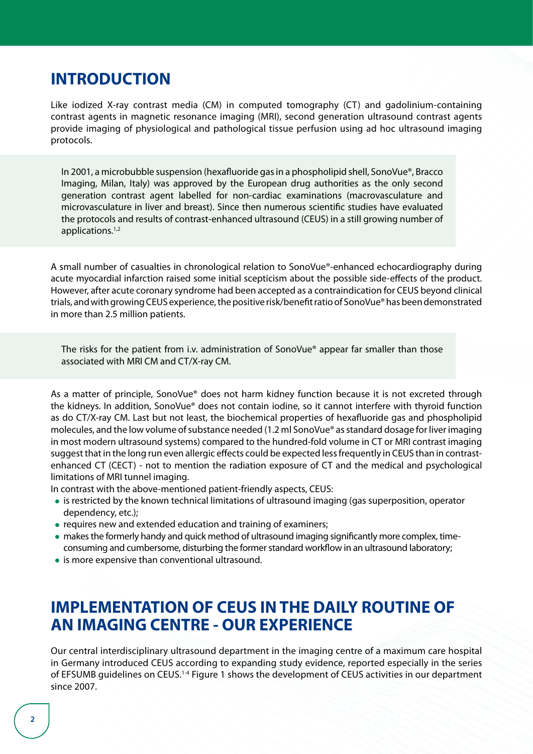## INTRODUCTION

Like iodized X-ray contrast media (CM) in computed tomography (CT) and gadolinium-containing contrast agents in magnetic resonance imaging (MRI), second generation ultrasound contrast agents provide imaging of physiological and pathological tissue perfusion using ad hoc ultrasound imaging protocols.

In 2001, a microbubble suspension (hexafluoride gas in a phospholipid shell, SonoVue®, Bracco Imaging, Milan, Italy) was approved by the European drug authorities as the only second generation contrast agent labelled for non-cardiac examinations (macrovasculature and microvasculature in liver and breast). Since then numerous scientific studies have evaluated the protocols and results of contrast-enhanced ultrasound (CEUS) in a still growing number of applications.[1,2]

A small number of casualties in chronological relation to SonoVue®-enhanced echocardiography during acute myocardial infarction raised some initial scepticism about the possible side-effects of the product. However, after acute coronary syndrome had been accepted as a contraindication for CEUS beyond clinical trials, and with growing CEUS experience, the positive risk/benefit ratio of SonoVue® has been demonstrated in more than 2.5 million patients.

The risks for the patient from i.v. administration of SonoVue® appear far smaller than those associated with MRI CM and CT/X-ray CM.

As a matter of principle, SonoVue® does not harm kidney function because it is not excreted through the kidneys. In addition, SonoVue® does not contain iodine, so it cannot interfere with thyroid function as do CT/X-ray CM. Last but not least, the biochemical properties of hexafluoride gas and phospholipid molecules, and the low volume of substance needed (1.2 ml SonoVue® as standard dosage for liver imaging in most modern ultrasound systems) compared to the hundred-fold volume in CT or MRI contrast imaging suggest that in the long run even allergic effects could be expected less frequently in CEUS than in contrast-enhanced CT (CECT) - not to mention the radiation exposure of CT and the medical and psychological limitations of MRI tunnel imaging.

In contrast with the above-mentioned patient-friendly aspects, CEUS:

- is restricted by the known technical limitations of ultrasound imaging (gas superposition, operator dependency, etc.);
- requires new and extended education and training of examiners;
- makes the formerly handy and quick method of ultrasound imaging significantly more complex, time-consuming and cumbersome, disturbing the former standard workflow in an ultrasound laboratory;
- is more expensive than conventional ultrasound.

## IMPLEMENTATION OF CEUS IN THE DAILY ROUTINE OF AN IMAGING CENTRE - OUR EXPERIENCE

Our central interdisciplinary ultrasound department in the imaging centre of a maximum care hospital in Germany introduced CEUS according to expanding study evidence, reported especially in the series of EFSUMB guidelines on CEUS.[1-4] Figure 1 shows the development of CEUS activities in our department since 2007.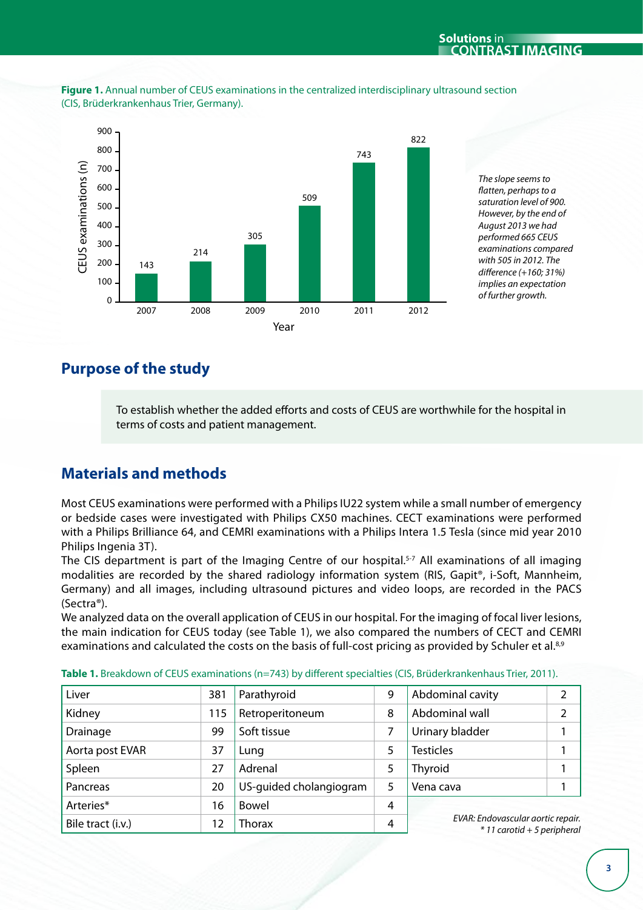**Figure 1.** Annual number of CEUS examinations in the centralized interdisciplinary ultrasound section (CIS, Brüderkrankenhaus Trier, Germany).

| Year | CEUS examinations (n) |
|---|---|
| 2007 | 143 |
| 2008 | 214 |
| 2009 | 305 |
| 2010 | 509 |
| 2011 | 743 |
| 2012 | 822 |

*The slope seems to flatten, perhaps to a saturation level of 900. However, by the end of August 2013 we had performed 665 CEUS examinations compared with 505 in 2012. The difference (+160; 31%) implies an expectation of further growth.*

## Purpose of the study

To establish whether the added efforts and costs of CEUS are worthwhile for the hospital in terms of costs and patient management.

## Materials and methods

Most CEUS examinations were performed with a Philips IU22 system while a small number of emergency or bedside cases were investigated with Philips CX50 machines. CECT examinations were performed with a Philips Brilliance 64, and CEMRI examinations with a Philips Intera 1.5 Tesla (since mid year 2010 Philips Ingenia 3T).

The CIS department is part of the Imaging Centre of our hospital.[5-7] All examinations of all imaging modalities are recorded by the shared radiology information system (RIS, Gapit®, i-Soft, Mannheim, Germany) and all images, including ultrasound pictures and video loops, are recorded in the PACS (Sectra®).

We analyzed data on the overall application of CEUS in our hospital. For the imaging of focal liver lesions, the main indication for CEUS today (see Table 1), we also compared the numbers of CECT and CEMRI examinations and calculated the costs on the basis of full-cost pricing as provided by Schuler et al.[8,9]

**Table 1.** Breakdown of CEUS examinations (n=743) by different specialties (CIS, Brüderkrankenhaus Trier, 2011).

| | | | | | |
|---|---|---|---|---|---|
| Liver | 381 | Parathyroid | 9 | Abdominal cavity | 2 |
| Kidney | 115 | Retroperitoneum | 8 | Abdominal wall | 2 |
| Drainage | 99 | Soft tissue | 7 | Urinary bladder | 1 |
| Aorta post EVAR | 37 | Lung | 5 | Testicles | 1 |
| Spleen | 27 | Adrenal | 5 | Thyroid | 1 |
| Pancreas | 20 | US-guided cholangiogram | 5 | Vena cava | 1 |
| Arteries* | 16 | Bowel | 4 | | |
| Bile tract (i.v.) | 12 | Thorax | 4 | | |

*EVAR: Endovascular aortic repair.*
*\* 11 carotid + 5 peripheral*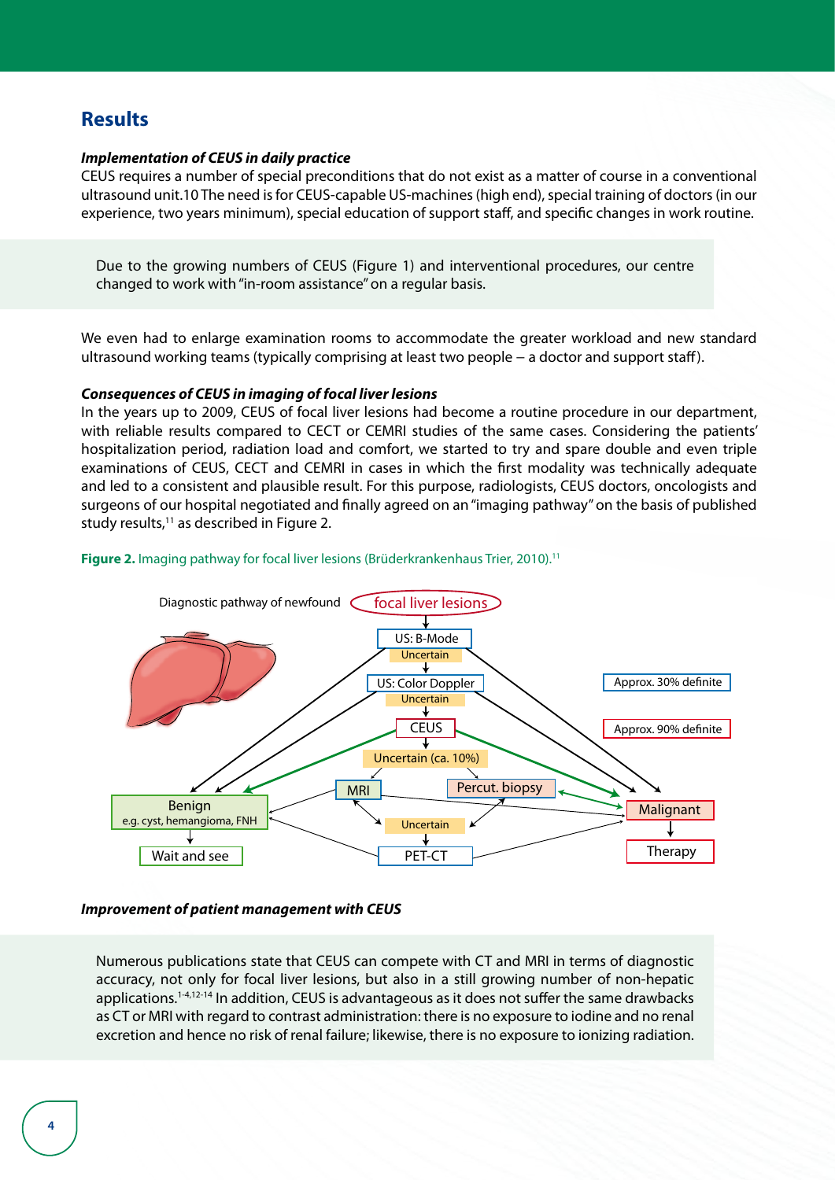## Results

***Implementation of CEUS in daily practice***

CEUS requires a number of special preconditions that do not exist as a matter of course in a conventional ultrasound unit.10 The need is for CEUS-capable US-machines (high end), special training of doctors (in our experience, two years minimum), special education of support staff, and specific changes in work routine.

Due to the growing numbers of CEUS (Figure 1) and interventional procedures, our centre changed to work with "in-room assistance" on a regular basis.

We even had to enlarge examination rooms to accommodate the greater workload and new standard ultrasound working teams (typically comprising at least two people – a doctor and support staff).

***Consequences of CEUS in imaging of focal liver lesions***

In the years up to 2009, CEUS of focal liver lesions had become a routine procedure in our department, with reliable results compared to CECT or CEMRI studies of the same cases. Considering the patients' hospitalization period, radiation load and comfort, we started to try and spare double and even triple examinations of CEUS, CECT and CEMRI in cases in which the first modality was technically adequate and led to a consistent and plausible result. For this purpose, radiologists, CEUS doctors, oncologists and surgeons of our hospital negotiated and finally agreed on an "imaging pathway" on the basis of published study results,[11] as described in Figure 2.

**Figure 2.** Imaging pathway for focal liver lesions (Brüderkrankenhaus Trier, 2010).[11]

Diagnostic pathway of newfound focal liver lesions

US: B-Mode → Uncertain → US: Color Doppler → Uncertain → CEUS → Uncertain (ca. 10%) → MRI / Percut. biopsy → Uncertain → PET-CT

Benign (e.g. cyst, hemangioma, FNH) → Wait and see

Malignant → Therapy

Approx. 30% definite

Approx. 90% definite

***Improvement of patient management with CEUS***

Numerous publications state that CEUS can compete with CT and MRI in terms of diagnostic accuracy, not only for focal liver lesions, but also in a still growing number of non-hepatic applications.[1-4,12-14] In addition, CEUS is advantageous as it does not suffer the same drawbacks as CT or MRI with regard to contrast administration: there is no exposure to iodine and no renal excretion and hence no risk of renal failure; likewise, there is no exposure to ionizing radiation.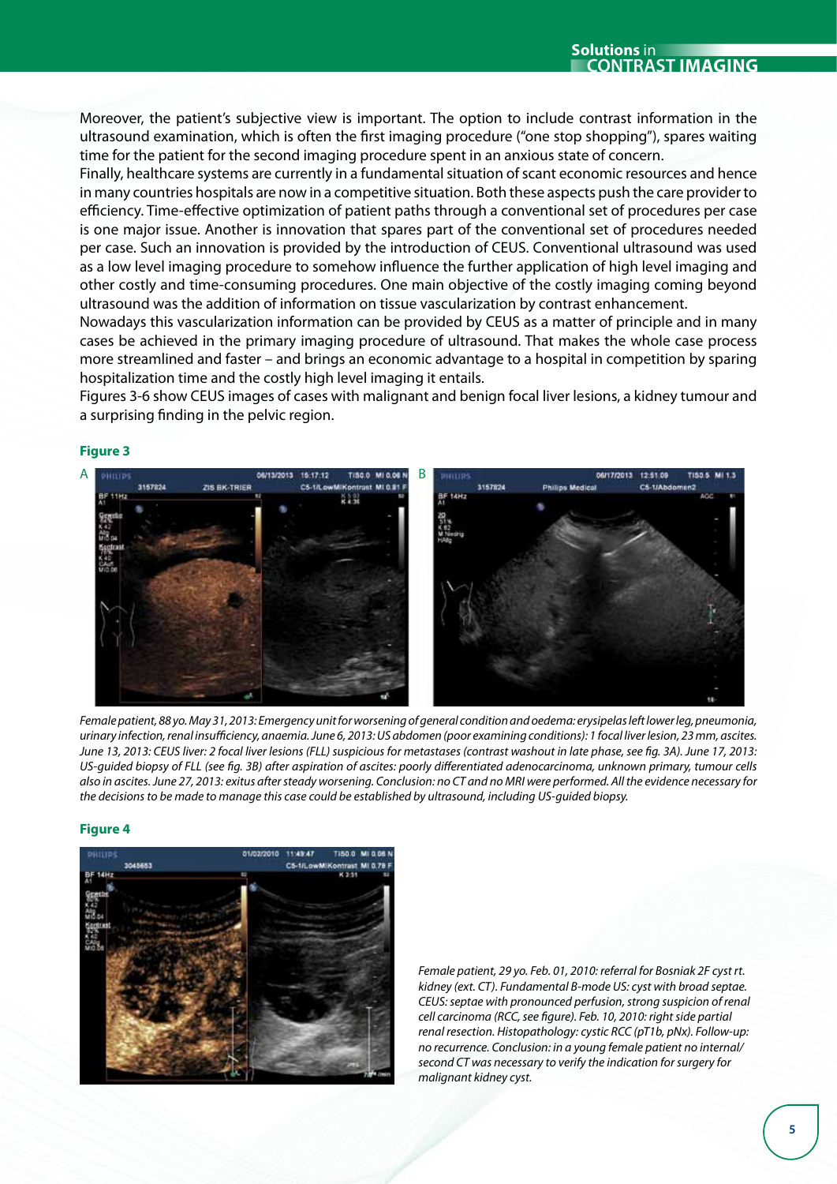Moreover, the patient's subjective view is important. The option to include contrast information in the ultrasound examination, which is often the first imaging procedure ("one stop shopping"), spares waiting time for the patient for the second imaging procedure spent in an anxious state of concern.

Finally, healthcare systems are currently in a fundamental situation of scant economic resources and hence in many countries hospitals are now in a competitive situation. Both these aspects push the care provider to efficiency. Time-effective optimization of patient paths through a conventional set of procedures per case is one major issue. Another is innovation that spares part of the conventional set of procedures needed per case. Such an innovation is provided by the introduction of CEUS. Conventional ultrasound was used as a low level imaging procedure to somehow influence the further application of high level imaging and other costly and time-consuming procedures. One main objective of the costly imaging coming beyond ultrasound was the addition of information on tissue vascularization by contrast enhancement.

Nowadays this vascularization information can be provided by CEUS as a matter of principle and in many cases be achieved in the primary imaging procedure of ultrasound. That makes the whole case process more streamlined and faster – and brings an economic advantage to a hospital in competition by sparing hospitalization time and the costly high level imaging it entails.

Figures 3-6 show CEUS images of cases with malignant and benign focal liver lesions, a kidney tumour and a surprising finding in the pelvic region.

**Figure 3**

*Female patient, 88 yo. May 31, 2013: Emergency unit for worsening of general condition and oedema: erysipelas left lower leg, pneumonia, urinary infection, renal insufficiency, anaemia. June 6, 2013: US abdomen (poor examining conditions): 1 focal liver lesion, 23 mm, ascites. June 13, 2013: CEUS liver: 2 focal liver lesions (FLL) suspicious for metastases (contrast washout in late phase, see fig. 3A). June 17, 2013: US-guided biopsy of FLL (see fig. 3B) after aspiration of ascites: poorly differentiated adenocarcinoma, unknown primary, tumour cells also in ascites. June 27, 2013: exitus after steady worsening. Conclusion: no CT and no MRI were performed. All the evidence necessary for the decisions to be made to manage this case could be established by ultrasound, including US-guided biopsy.*

**Figure 4**

*Female patient, 29 yo. Feb. 01, 2010: referral for Bosniak 2F cyst rt. kidney (ext. CT). Fundamental B-mode US: cyst with broad septae. CEUS: septae with pronounced perfusion, strong suspicion of renal cell carcinoma (RCC, see figure). Feb. 10, 2010: right side partial renal resection. Histopathology: cystic RCC (pT1b, pNx). Follow-up: no recurrence. Conclusion: in a young female patient no internal/second CT was necessary to verify the indication for surgery for malignant kidney cyst.*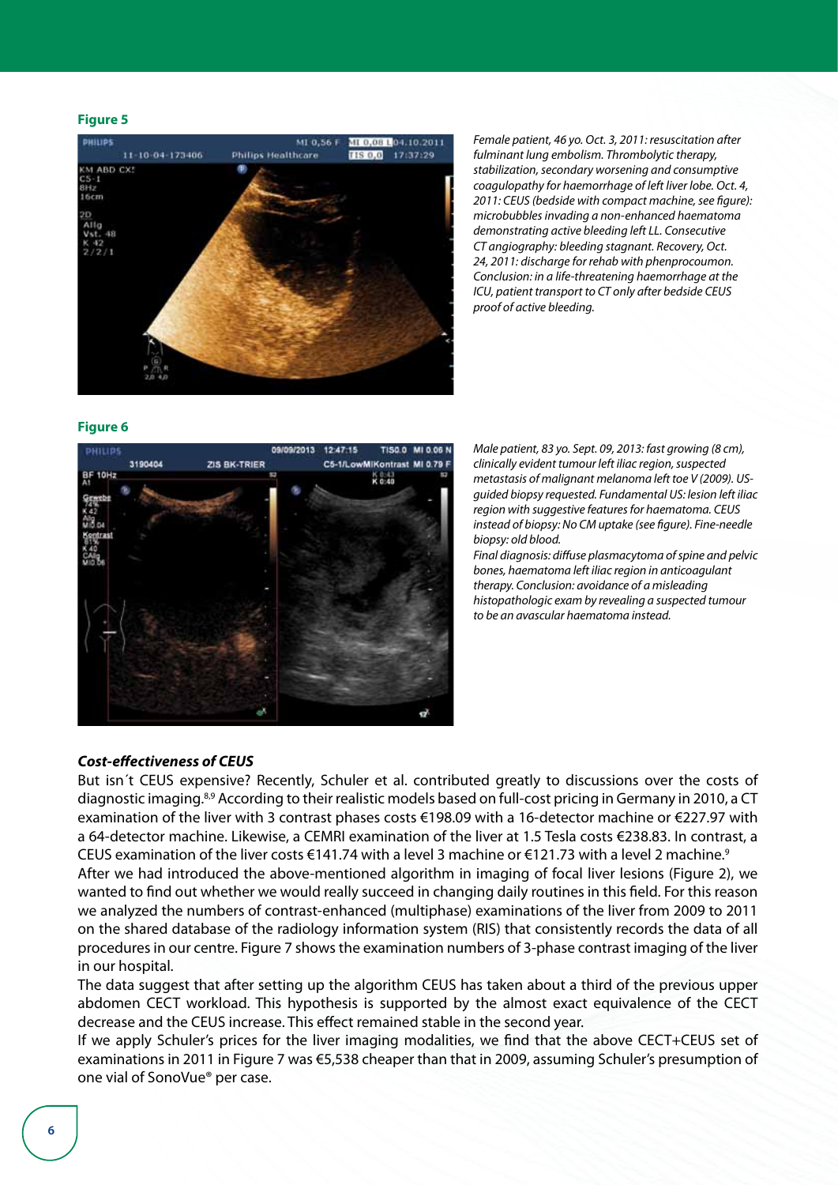**Figure 5**

*Female patient, 46 yo. Oct. 3, 2011: resuscitation after fulminant lung embolism. Thrombolytic therapy, stabilization, secondary worsening and consumptive coagulopathy for haemorrhage of left liver lobe. Oct. 4, 2011: CEUS (bedside with compact machine, see figure): microbubbles invading a non-enhanced haematoma demonstrating active bleeding left LL. Consecutive CT angiography: bleeding stagnant. Recovery, Oct. 24, 2011: discharge for rehab with phenprocoumon. Conclusion: in a life-threatening haemorrhage at the ICU, patient transport to CT only after bedside CEUS proof of active bleeding.*

**Figure 6**

*Male patient, 83 yo. Sept. 09, 2013: fast growing (8 cm), clinically evident tumour left iliac region, suspected metastasis of malignant melanoma left toe V (2009). US-guided biopsy requested. Fundamental US: lesion left iliac region with suggestive features for haematoma. CEUS instead of biopsy: No CM uptake (see figure). Fine-needle biopsy: old blood.*

*Final diagnosis: diffuse plasmacytoma of spine and pelvic bones, haematoma left iliac region in anticoagulant therapy. Conclusion: avoidance of a misleading histopathologic exam by revealing a suspected tumour to be an avascular haematoma instead.*

***Cost-effectiveness of CEUS***

But isn´t CEUS expensive? Recently, Schuler et al. contributed greatly to discussions over the costs of diagnostic imaging.[8,9] According to their realistic models based on full-cost pricing in Germany in 2010, a CT examination of the liver with 3 contrast phases costs €198.09 with a 16-detector machine or €227.97 with a 64-detector machine. Likewise, a CEMRI examination of the liver at 1.5 Tesla costs €238.83. In contrast, a CEUS examination of the liver costs €141.74 with a level 3 machine or €121.73 with a level 2 machine.[9]

After we had introduced the above-mentioned algorithm in imaging of focal liver lesions (Figure 2), we wanted to find out whether we would really succeed in changing daily routines in this field. For this reason we analyzed the numbers of contrast-enhanced (multiphase) examinations of the liver from 2009 to 2011 on the shared database of the radiology information system (RIS) that consistently records the data of all procedures in our centre. Figure 7 shows the examination numbers of 3-phase contrast imaging of the liver in our hospital.

The data suggest that after setting up the algorithm CEUS has taken about a third of the previous upper abdomen CECT workload. This hypothesis is supported by the almost exact equivalence of the CECT decrease and the CEUS increase. This effect remained stable in the second year.

If we apply Schuler's prices for the liver imaging modalities, we find that the above CECT+CEUS set of examinations in 2011 in Figure 7 was €5,538 cheaper than that in 2009, assuming Schuler's presumption of one vial of SonoVue® per case.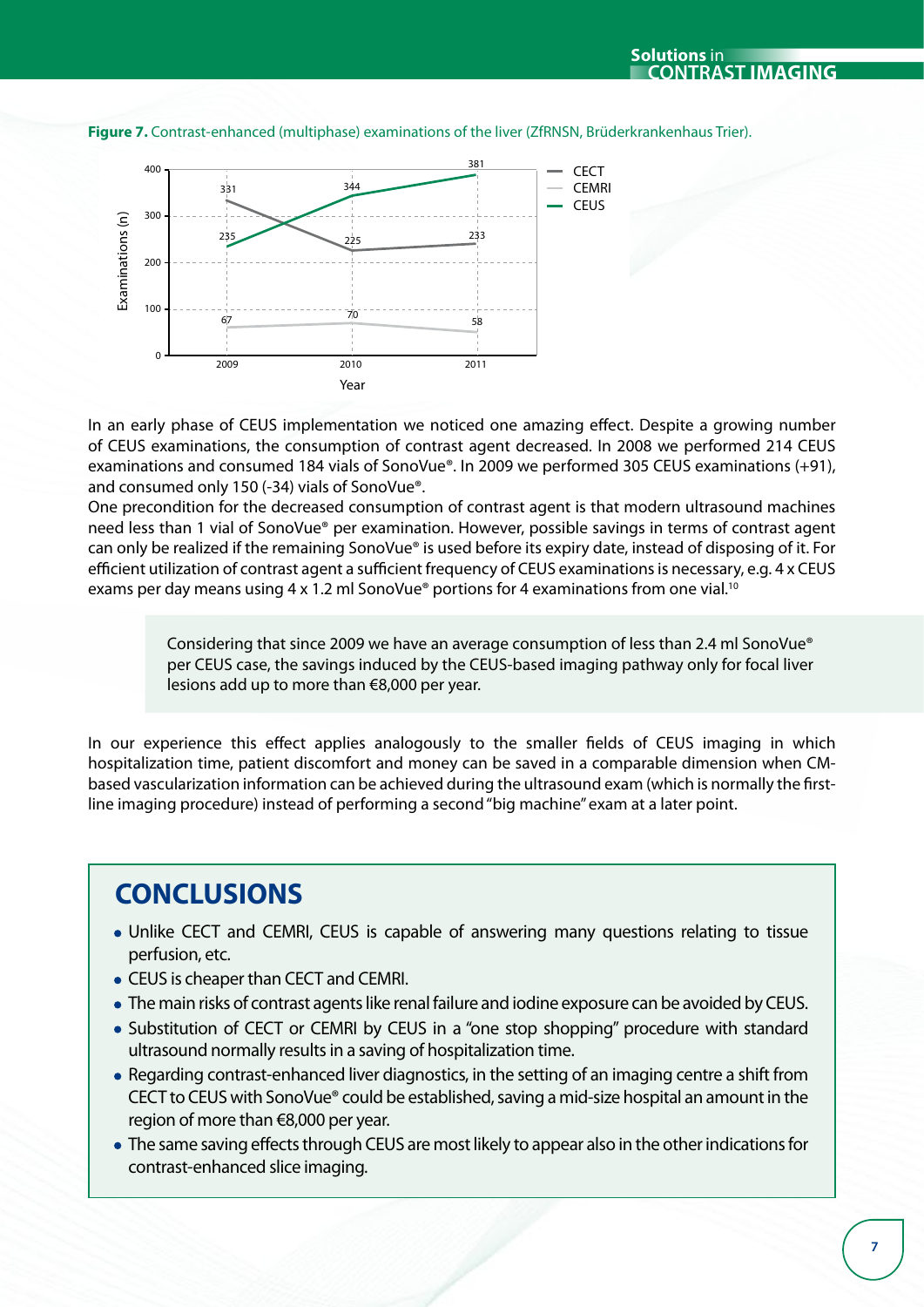**Figure 7.** Contrast-enhanced (multiphase) examinations of the liver (ZfRNSN, Brüderkrankenhaus Trier).

| Year | CECT | CEMRI | CEUS |
|---|---|---|---|
| 2009 | 331 | 67 | 235 |
| 2010 | 225 | 70 | 344 |
| 2011 | 233 | 58 | 381 |

In an early phase of CEUS implementation we noticed one amazing effect. Despite a growing number of CEUS examinations, the consumption of contrast agent decreased. In 2008 we performed 214 CEUS examinations and consumed 184 vials of SonoVue®. In 2009 we performed 305 CEUS examinations (+91), and consumed only 150 (-34) vials of SonoVue®.

One precondition for the decreased consumption of contrast agent is that modern ultrasound machines need less than 1 vial of SonoVue® per examination. However, possible savings in terms of contrast agent can only be realized if the remaining SonoVue® is used before its expiry date, instead of disposing of it. For efficient utilization of contrast agent a sufficient frequency of CEUS examinations is necessary, e.g. 4 x CEUS exams per day means using 4 x 1.2 ml SonoVue® portions for 4 examinations from one vial.[10]

> Considering that since 2009 we have an average consumption of less than 2.4 ml SonoVue® per CEUS case, the savings induced by the CEUS-based imaging pathway only for focal liver lesions add up to more than €8,000 per year.

In our experience this effect applies analogously to the smaller fields of CEUS imaging in which hospitalization time, patient discomfort and money can be saved in a comparable dimension when CM-based vascularization information can be achieved during the ultrasound exam (which is normally the first-line imaging procedure) instead of performing a second "big machine" exam at a later point.

## CONCLUSIONS

- Unlike CECT and CEMRI, CEUS is capable of answering many questions relating to tissue perfusion, etc.
- CEUS is cheaper than CECT and CEMRI.
- The main risks of contrast agents like renal failure and iodine exposure can be avoided by CEUS.
- Substitution of CECT or CEMRI by CEUS in a "one stop shopping" procedure with standard ultrasound normally results in a saving of hospitalization time.
- Regarding contrast-enhanced liver diagnostics, in the setting of an imaging centre a shift from CECT to CEUS with SonoVue® could be established, saving a mid-size hospital an amount in the region of more than €8,000 per year.
- The same saving effects through CEUS are most likely to appear also in the other indications for contrast-enhanced slice imaging.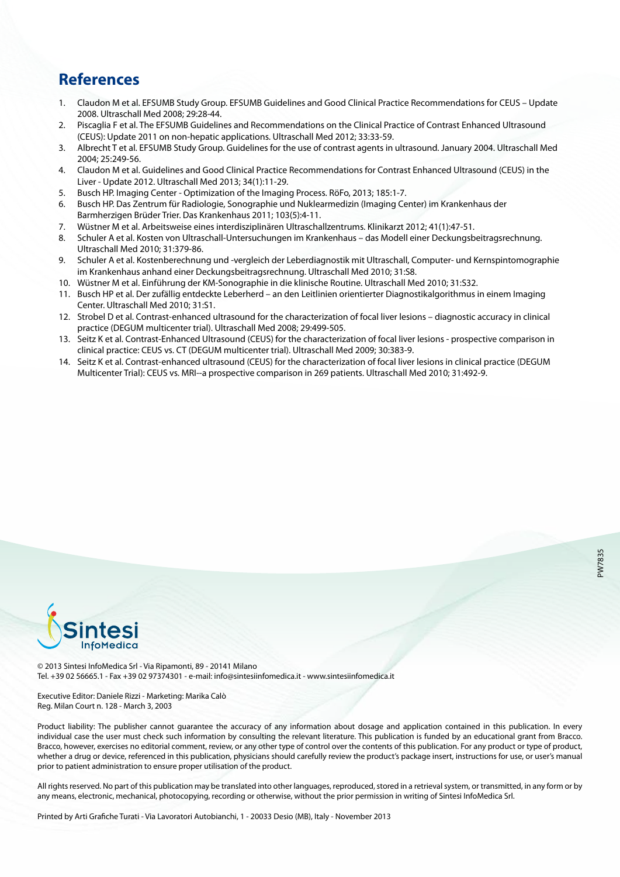# References

1. Claudon M et al. EFSUMB Study Group. EFSUMB Guidelines and Good Clinical Practice Recommendations for CEUS – Update 2008. Ultraschall Med 2008; 29:28-44.
2. Piscaglia F et al. The EFSUMB Guidelines and Recommendations on the Clinical Practice of Contrast Enhanced Ultrasound (CEUS): Update 2011 on non-hepatic applications. Ultraschall Med 2012; 33:33-59.
3. Albrecht T et al. EFSUMB Study Group. Guidelines for the use of contrast agents in ultrasound. January 2004. Ultraschall Med 2004; 25:249-56.
4. Claudon M et al. Guidelines and Good Clinical Practice Recommendations for Contrast Enhanced Ultrasound (CEUS) in the Liver - Update 2012. Ultraschall Med 2013; 34(1):11-29.
5. Busch HP. Imaging Center - Optimization of the Imaging Process. RöFo, 2013; 185:1-7.
6. Busch HP. Das Zentrum für Radiologie, Sonographie und Nuklearmedizin (Imaging Center) im Krankenhaus der Barmherzigen Brüder Trier. Das Krankenhaus 2011; 103(5):4-11.
7. Wüstner M et al. Arbeitsweise eines interdisziplinären Ultraschallzentrums. Klinikarzt 2012; 41(1):47-51.
8. Schuler A et al. Kosten von Ultraschall-Untersuchungen im Krankenhaus – das Modell einer Deckungsbeitragsrechnung. Ultraschall Med 2010; 31:379-86.
9. Schuler A et al. Kostenberechnung und -vergleich der Leberdiagnostik mit Ultraschall, Computer- und Kernspintomographie im Krankenhaus anhand einer Deckungsbeitragsrechnung. Ultraschall Med 2010; 31:S8.
10. Wüstner M et al. Einführung der KM-Sonographie in die klinische Routine. Ultraschall Med 2010; 31:S32.
11. Busch HP et al. Der zufällig entdeckte Leberherd – an den Leitlinien orientierter Diagnostikalgorithmus in einem Imaging Center. Ultraschall Med 2010; 31:S1.
12. Strobel D et al. Contrast-enhanced ultrasound for the characterization of focal liver lesions – diagnostic accuracy in clinical practice (DEGUM multicenter trial). Ultraschall Med 2008; 29:499-505.
13. Seitz K et al. Contrast-Enhanced Ultrasound (CEUS) for the characterization of focal liver lesions - prospective comparison in clinical practice: CEUS vs. CT (DEGUM multicenter trial). Ultraschall Med 2009; 30:383-9.
14. Seitz K et al. Contrast-enhanced ultrasound (CEUS) for the characterization of focal liver lesions in clinical practice (DEGUM Multicenter Trial): CEUS vs. MRI--a prospective comparison in 269 patients. Ultraschall Med 2010; 31:492-9.

PW7835

Sintesi InfoMedica

© 2013 Sintesi InfoMedica Srl - Via Ripamonti, 89 - 20141 Milano
Tel. +39 02 56665.1 - Fax +39 02 97374301 - e-mail: info@sintesiinfomedica.it - www.sintesiinfomedica.it

Executive Editor: Daniele Rizzi - Marketing: Marika Calò
Reg. Milan Court n. 128 - March 3, 2003

Product liability: The publisher cannot guarantee the accuracy of any information about dosage and application contained in this publication. In every individual case the user must check such information by consulting the relevant literature. This publication is funded by an educational grant from Bracco. Bracco, however, exercises no editorial comment, review, or any other type of control over the contents of this publication. For any product or type of product, whether a drug or device, referenced in this publication, physicians should carefully review the product's package insert, instructions for use, or user's manual prior to patient administration to ensure proper utilisation of the product.

All rights reserved. No part of this publication may be translated into other languages, reproduced, stored in a retrieval system, or transmitted, in any form or by any means, electronic, mechanical, photocopying, recording or otherwise, without the prior permission in writing of Sintesi InfoMedica Srl.

Printed by Arti Grafiche Turati - Via Lavoratori Autobianchi, 1 - 20033 Desio (MB), Italy - November 2013